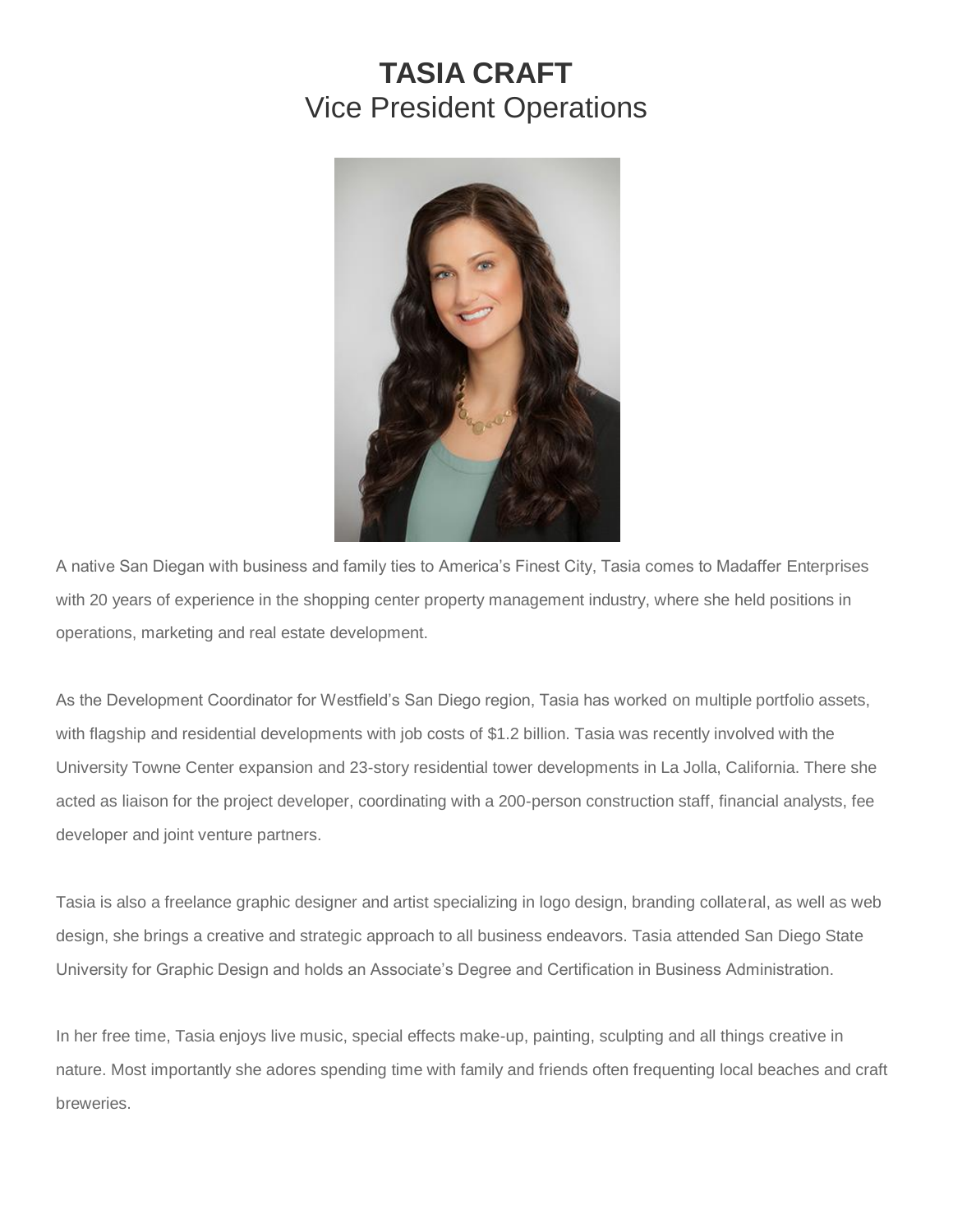# TASIA CRAFT

Vice President Operations

A native San Diegan with business and family ties to America's Finest City, Tasia comes to Madaffer Enterprises with 20 years of experience in the shopping center property management industry, where she held positions in operations, marketing and real estate development.

As the Development Coordinator for Westfield's San Diego region, Tasia has worked on multiple portfolio assets, with flagship and residential developments with job costs of $1.2 billion. Tasia was recently involved with the University Towne Center expansion and 23-story residential tower developments in La Jolla, California. There she acted as liaison for the project developer, coordinating with a 200-person construction staff, financial analysts, fee developer and joint venture partners.

Tasia is also a freelance graphic designer and artist specializing in logo design, branding collateral, as well as web design, she brings a creative and strategic approach to all business endeavors. Tasia attended San Diego State University for Graphic Design and holds an Associate's Degree and Certification in Business Administration.

In her free time, Tasia enjoys live music, special effects make-up, painting, sculpting and all things creative in nature. Most importantly she adores spending time with family and friends often frequenting local beaches and craft breweries.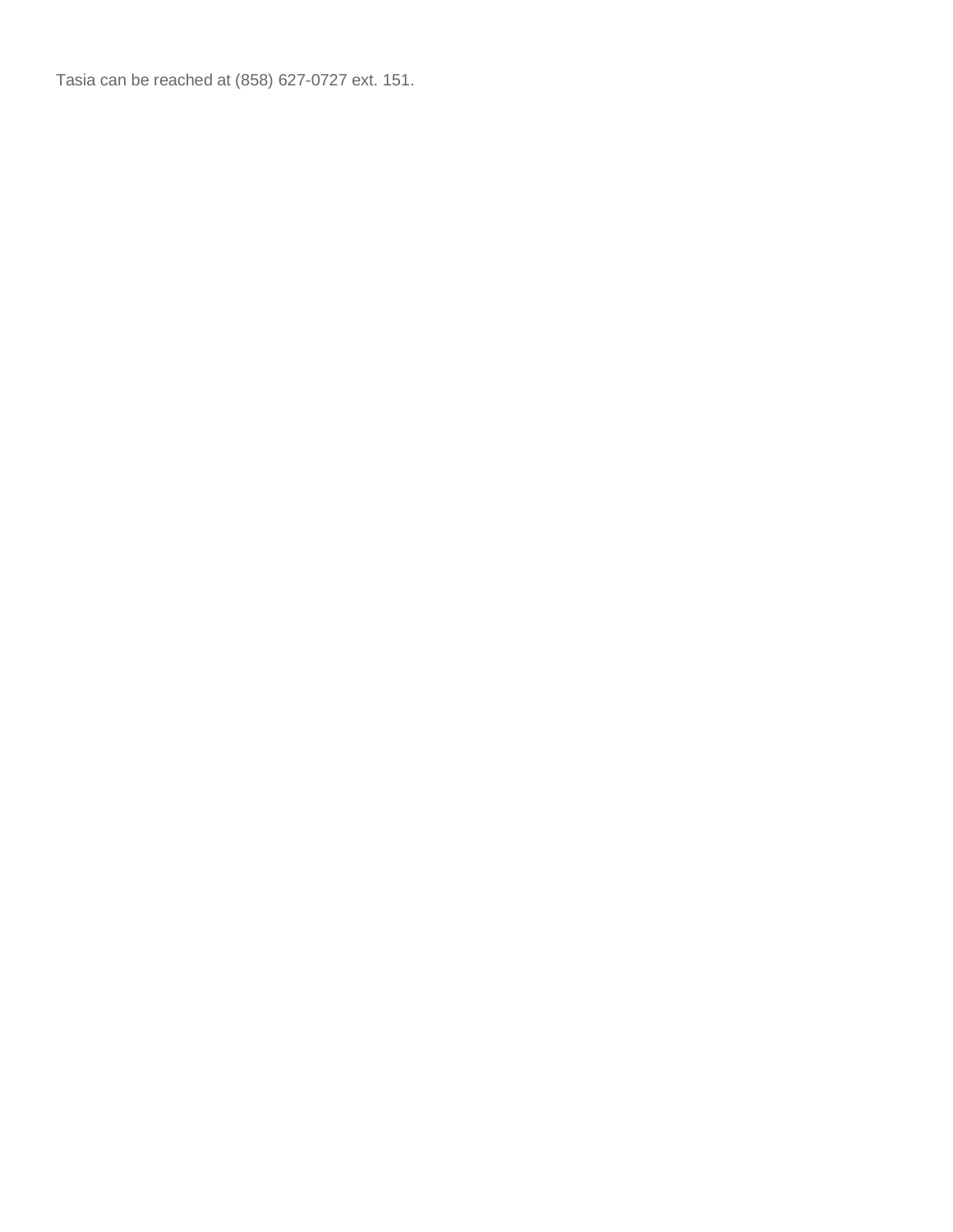Tasia can be reached at (858) 627-0727 ext. 151.